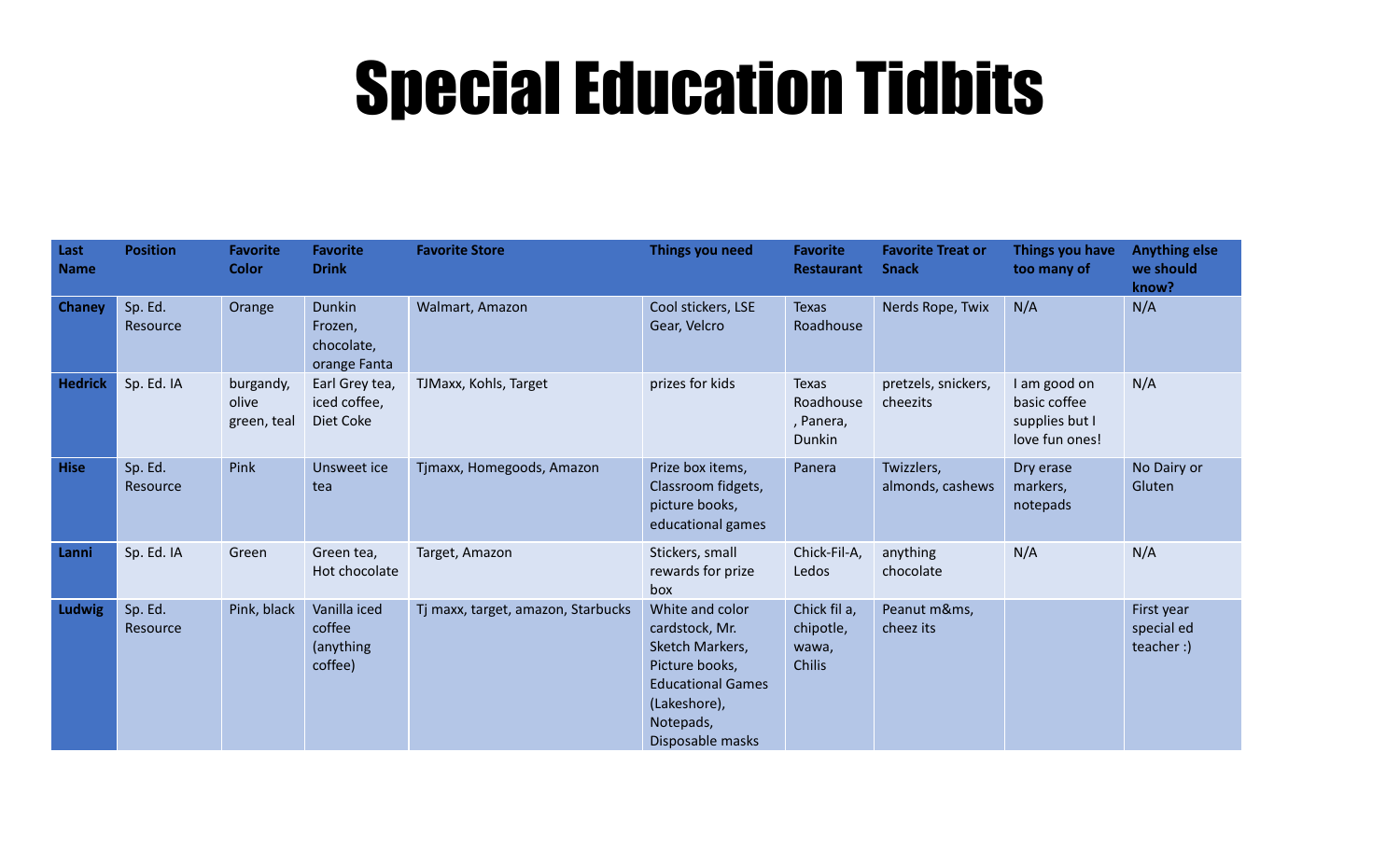# Special Education Tidbits

| Last Name | Position | Favorite Color | Favorite Drink | Favorite Store | Things you need | Favorite Restaurant | Favorite Treat or Snack | Things you have too many of | Anything else we should know? |
|---|---|---|---|---|---|---|---|---|---|
| **Chaney** | Sp. Ed. Resource | Orange | Dunkin Frozen, chocolate, orange Fanta | Walmart, Amazon | Cool stickers, LSE Gear, Velcro | Texas Roadhouse | Nerds Rope, Twix | N/A | N/A |
| **Hedrick** | Sp. Ed. IA | burgandy, olive green, teal | Earl Grey tea, iced coffee, Diet Coke | TJMaxx, Kohls, Target | prizes for kids | Texas Roadhouse , Panera, Dunkin | pretzels, snickers, cheezits | I am good on basic coffee supplies but I love fun ones! | N/A |
| **Hise** | Sp. Ed. Resource | Pink | Unsweet ice tea | Tjmaxx, Homegoods, Amazon | Prize box items, Classroom fidgets, picture books, educational games | Panera | Twizzlers, almonds, cashews | Dry erase markers, notepads | No Dairy or Gluten |
| **Lanni** | Sp. Ed. IA | Green | Green tea, Hot chocolate | Target, Amazon | Stickers, small rewards for prize box | Chick-Fil-A, Ledos | anything chocolate | N/A | N/A |
| **Ludwig** | Sp. Ed. Resource | Pink, black | Vanilla iced coffee (anything coffee) | Tj maxx, target, amazon, Starbucks | White and color cardstock, Mr. Sketch Markers, Picture books, Educational Games (Lakeshore), Notepads, Disposable masks | Chick fil a, chipotle, wawa, Chilis | Peanut m&ms, cheez its | | First year special ed teacher :) |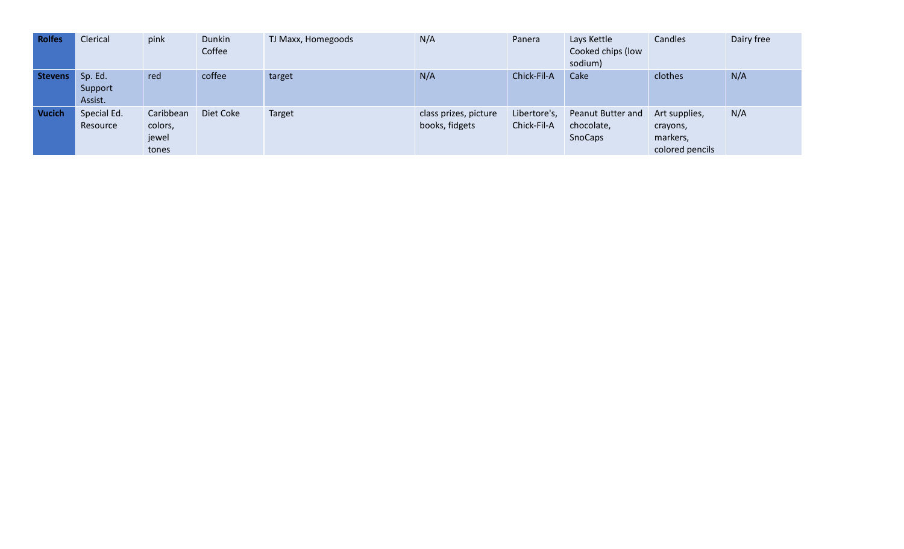| | | | | | | | | | |
|---|---|---|---|---|---|---|---|---|---|
| **Rolfes** | Clerical | pink | Dunkin Coffee | TJ Maxx, Homegoods | N/A | Panera | Lays Kettle Cooked chips (low sodium) | Candles | Dairy free |
| **Stevens** | Sp. Ed. Support Assist. | red | coffee | target | N/A | Chick-Fil-A | Cake | clothes | N/A |
| **Vucich** | Special Ed. Resource | Caribbean colors, jewel tones | Diet Coke | Target | class prizes, picture books, fidgets | Libertore's, Chick-Fil-A | Peanut Butter and chocolate, SnoCaps | Art supplies, crayons, markers, colored pencils | N/A |